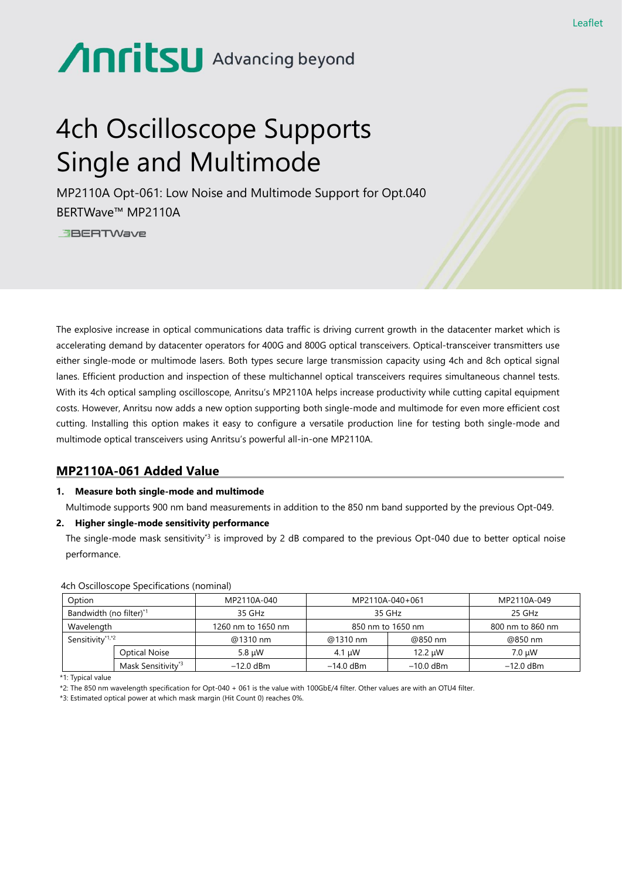Leaflet

Anritsu Advancing beyond

# 4ch Oscilloscope Supports Single and Multimode

MP2110A Opt-061: Low Noise and Multimode Support for Opt.040

BERTWave™ MP2110A

BERTWave

The explosive increase in optical communications data traffic is driving current growth in the datacenter market which is accelerating demand by datacenter operators for 400G and 800G optical transceivers. Optical-transceiver transmitters use either single-mode or multimode lasers. Both types secure large transmission capacity using 4ch and 8ch optical signal lanes. Efficient production and inspection of these multichannel optical transceivers requires simultaneous channel tests. With its 4ch optical sampling oscilloscope, Anritsu's MP2110A helps increase productivity while cutting capital equipment costs. However, Anritsu now adds a new option supporting both single-mode and multimode for even more efficient cost cutting. Installing this option makes it easy to configure a versatile production line for testing both single-mode and multimode optical transceivers using Anritsu's powerful all-in-one MP2110A.

## MP2110A-061 Added Value

1. **Measure both single-mode and multimode**

   Multimode supports 900 nm band measurements in addition to the 850 nm band supported by the previous Opt-049.

2. **Higher single-mode sensitivity performance**

   The single-mode mask sensitivity[*3] is improved by 2 dB compared to the previous Opt-040 due to better optical noise performance.

4ch Oscilloscope Specifications (nominal)

| Option | | MP2110A-040 | MP2110A-040+061 | | MP2110A-049 |
|---|---|---|---|---|---|
| Bandwidth (no filter)[*1] | | 35 GHz | 35 GHz | | 25 GHz |
| Wavelength | | 1260 nm to 1650 nm | 850 nm to 1650 nm | | 800 nm to 860 nm |
| Sensitivity[*1,*2] | | @1310 nm | @1310 nm | @850 nm | @850 nm |
| | Optical Noise | 5.8 µW | 4.1 µW | 12.2 µW | 7.0 µW |
| | Mask Sensitivity[*3] | −12.0 dBm | −14.0 dBm | −10.0 dBm | −12.0 dBm |

*1: Typical value

*2: The 850 nm wavelength specification for Opt-040 + 061 is the value with 100GbE/4 filter. Other values are with an OTU4 filter.

*3: Estimated optical power at which mask margin (Hit Count 0) reaches 0%.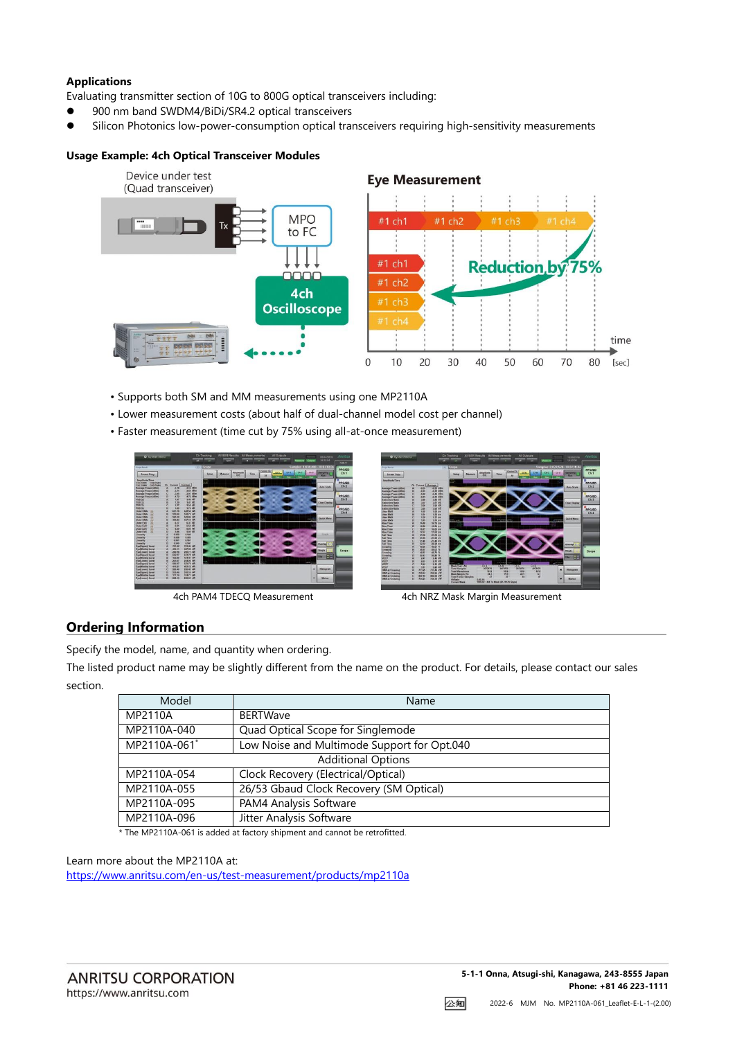**Applications**

Evaluating transmitter section of 10G to 800G optical transceivers including:

- 900 nm band SWDM4/BiDi/SR4.2 optical transceivers
- Silicon Photonics low-power-consumption optical transceivers requiring high-sensitivity measurements

**Usage Example: 4ch Optical Transceiver Modules**

Device under test
(Quad transceiver)

Tx

MPO to FC

4ch Oscilloscope

Eye Measurement

#1 ch1 #1 ch2 #1 ch3 #1 ch4

#1 ch1
#1 ch2
#1 ch3
#1 ch4

Reduction by 75%

time

0 10 20 30 40 50 60 70 80 [sec]

- Supports both SM and MM measurements using one MP2110A
- Lower measurement costs (about half of dual-channel model cost per channel)
- Faster measurement (time cut by 75% using all-at-once measurement)

4ch PAM4 TDECQ Measurement

4ch NRZ Mask Margin Measurement

## Ordering Information

Specify the model, name, and quantity when ordering.

The listed product name may be slightly different from the name on the product. For details, please contact our sales section.

| Model | Name |
|---|---|
| MP2110A | BERTWave |
| MP2110A-040 | Quad Optical Scope for Singlemode |
| MP2110A-061* | Low Noise and Multimode Support for Opt.040 |
| | Additional Options |
| MP2110A-054 | Clock Recovery (Electrical/Optical) |
| MP2110A-055 | 26/53 Gbaud Clock Recovery (SM Optical) |
| MP2110A-095 | PAM4 Analysis Software |
| MP2110A-096 | Jitter Analysis Software |

\* The MP2110A-061 is added at factory shipment and cannot be retrofitted.

Learn more about the MP2110A at:
https://www.anritsu.com/en-us/test-measurement/products/mp2110a

ANRITSU CORPORATION
https://www.anritsu.com

5-1-1 Onna, Atsugi-shi, Kanagawa, 243-8555 Japan
Phone: +81 46 223-1111

公知 2022-6 MJM No. MP2110A-061_Leaflet-E-L-1-(2.00)